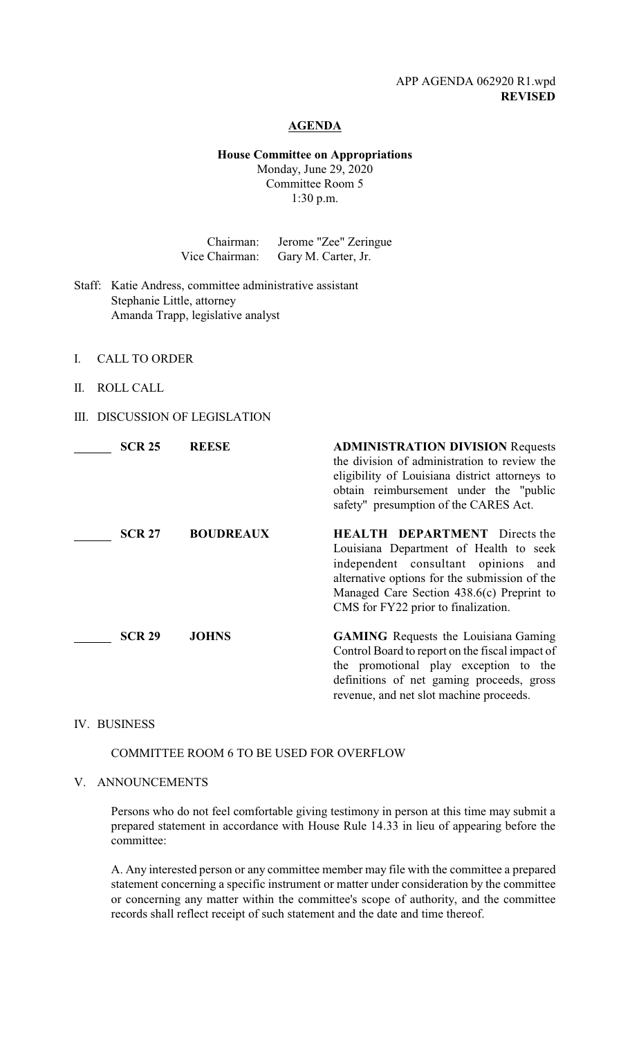APP AGENDA 062920 R1.wpd
**REVISED**

# AGENDA

**House Committee on Appropriations**
Monday, June 29, 2020
Committee Room 5
1:30 p.m.

Chairman: Jerome "Zee" Zeringue
Vice Chairman: Gary M. Carter, Jr.

Staff: Katie Andress, committee administrative assistant
Stephanie Little, attorney
Amanda Trapp, legislative analyst

I. CALL TO ORDER

II. ROLL CALL

III. DISCUSSION OF LEGISLATION

| | Instrument | Author | Description |
|---|---|---|---|
| ______ | **SCR 25** | **REESE** | **ADMINISTRATION DIVISION** Requests the division of administration to review the eligibility of Louisiana district attorneys to obtain reimbursement under the "public safety" presumption of the CARES Act. |
| ______ | **SCR 27** | **BOUDREAUX** | **HEALTH DEPARTMENT** Directs the Louisiana Department of Health to seek independent consultant opinions and alternative options for the submission of the Managed Care Section 438.6(c) Preprint to CMS for FY22 prior to finalization. |
| ______ | **SCR 29** | **JOHNS** | **GAMING** Requests the Louisiana Gaming Control Board to report on the fiscal impact of the promotional play exception to the definitions of net gaming proceeds, gross revenue, and net slot machine proceeds. |

IV. BUSINESS

COMMITTEE ROOM 6 TO BE USED FOR OVERFLOW

V. ANNOUNCEMENTS

Persons who do not feel comfortable giving testimony in person at this time may submit a prepared statement in accordance with House Rule 14.33 in lieu of appearing before the committee:

A. Any interested person or any committee member may file with the committee a prepared statement concerning a specific instrument or matter under consideration by the committee or concerning any matter within the committee's scope of authority, and the committee records shall reflect receipt of such statement and the date and time thereof.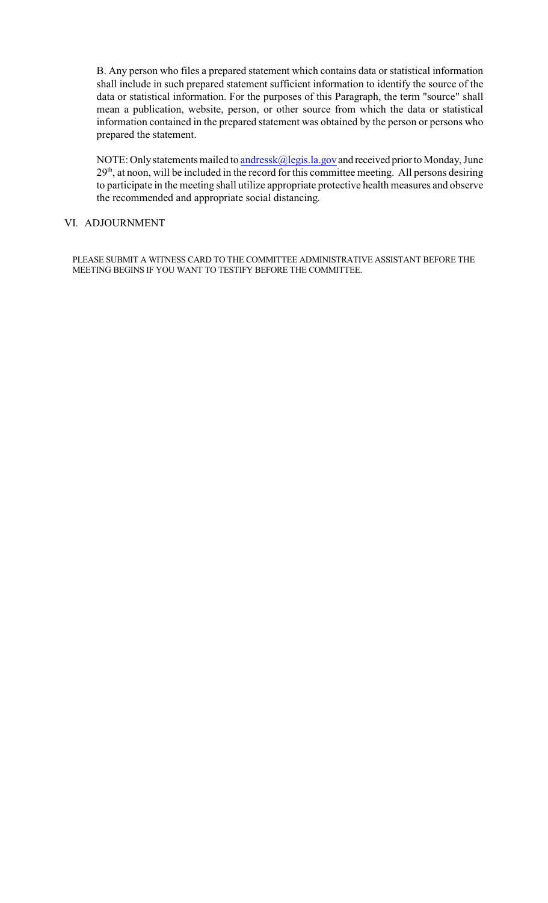B. Any person who files a prepared statement which contains data or statistical information shall include in such prepared statement sufficient information to identify the source of the data or statistical information. For the purposes of this Paragraph, the term "source" shall mean a publication, website, person, or other source from which the data or statistical information contained in the prepared statement was obtained by the person or persons who prepared the statement.

NOTE: Only statements mailed to andressk@legis.la.gov and received prior to Monday, June 29th, at noon, will be included in the record for this committee meeting. All persons desiring to participate in the meeting shall utilize appropriate protective health measures and observe the recommended and appropriate social distancing.

VI. ADJOURNMENT

PLEASE SUBMIT A WITNESS CARD TO THE COMMITTEE ADMINISTRATIVE ASSISTANT BEFORE THE MEETING BEGINS IF YOU WANT TO TESTIFY BEFORE THE COMMITTEE.